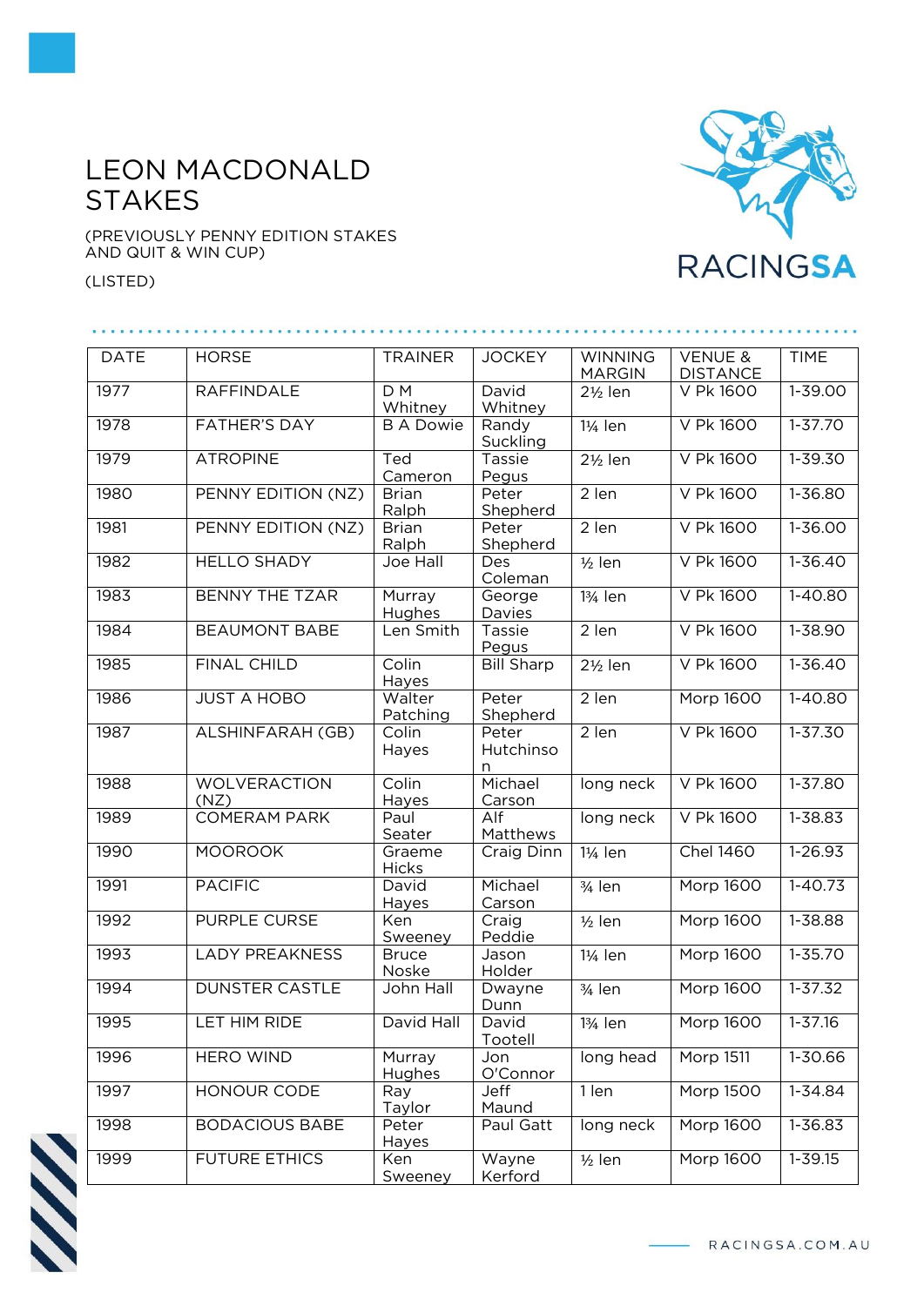# LEON MACDONALD STAKES

(PREVIOUSLY PENNY EDITION STAKES AND QUIT & WIN CUP)

(LISTED)

| DATE | HORSE | TRAINER | JOCKEY | WINNING MARGIN | VENUE & DISTANCE | TIME |
|---|---|---|---|---|---|---|
| 1977 | RAFFINDALE | D M Whitney | David Whitney | 2½ len | V Pk 1600 | 1-39.00 |
| 1978 | FATHER'S DAY | B A Dowie | Randy Suckling | 1¼ len | V Pk 1600 | 1-37.70 |
| 1979 | ATROPINE | Ted Cameron | Tassie Pegus | 2½ len | V Pk 1600 | 1-39.30 |
| 1980 | PENNY EDITION (NZ) | Brian Ralph | Peter Shepherd | 2 len | V Pk 1600 | 1-36.80 |
| 1981 | PENNY EDITION (NZ) | Brian Ralph | Peter Shepherd | 2 len | V Pk 1600 | 1-36.00 |
| 1982 | HELLO SHADY | Joe Hall | Des Coleman | ½ len | V Pk 1600 | 1-36.40 |
| 1983 | BENNY THE TZAR | Murray Hughes | George Davies | 1¾ len | V Pk 1600 | 1-40.80 |
| 1984 | BEAUMONT BABE | Len Smith | Tassie Pegus | 2 len | V Pk 1600 | 1-38.90 |
| 1985 | FINAL CHILD | Colin Hayes | Bill Sharp | 2½ len | V Pk 1600 | 1-36.40 |
| 1986 | JUST A HOBO | Walter Patching | Peter Shepherd | 2 len | Morp 1600 | 1-40.80 |
| 1987 | ALSHINFARAH (GB) | Colin Hayes | Peter Hutchinson | 2 len | V Pk 1600 | 1-37.30 |
| 1988 | WOLVERACTION (NZ) | Colin Hayes | Michael Carson | long neck | V Pk 1600 | 1-37.80 |
| 1989 | COMERAM PARK | Paul Seater | Alf Matthews | long neck | V Pk 1600 | 1-38.83 |
| 1990 | MOOROOK | Graeme Hicks | Craig Dinn | 1¼ len | Chel 1460 | 1-26.93 |
| 1991 | PACIFIC | David Hayes | Michael Carson | ¾ len | Morp 1600 | 1-40.73 |
| 1992 | PURPLE CURSE | Ken Sweeney | Craig Peddie | ½ len | Morp 1600 | 1-38.88 |
| 1993 | LADY PREAKNESS | Bruce Noske | Jason Holder | 1¼ len | Morp 1600 | 1-35.70 |
| 1994 | DUNSTER CASTLE | John Hall | Dwayne Dunn | ¾ len | Morp 1600 | 1-37.32 |
| 1995 | LET HIM RIDE | David Hall | David Tootell | 1¾ len | Morp 1600 | 1-37.16 |
| 1996 | HERO WIND | Murray Hughes | Jon O'Connor | long head | Morp 1511 | 1-30.66 |
| 1997 | HONOUR CODE | Ray Taylor | Jeff Maund | 1 len | Morp 1500 | 1-34.84 |
| 1998 | BODACIOUS BABE | Peter Hayes | Paul Gatt | long neck | Morp 1600 | 1-36.83 |
| 1999 | FUTURE ETHICS | Ken Sweeney | Wayne Kerford | ½ len | Morp 1600 | 1-39.15 |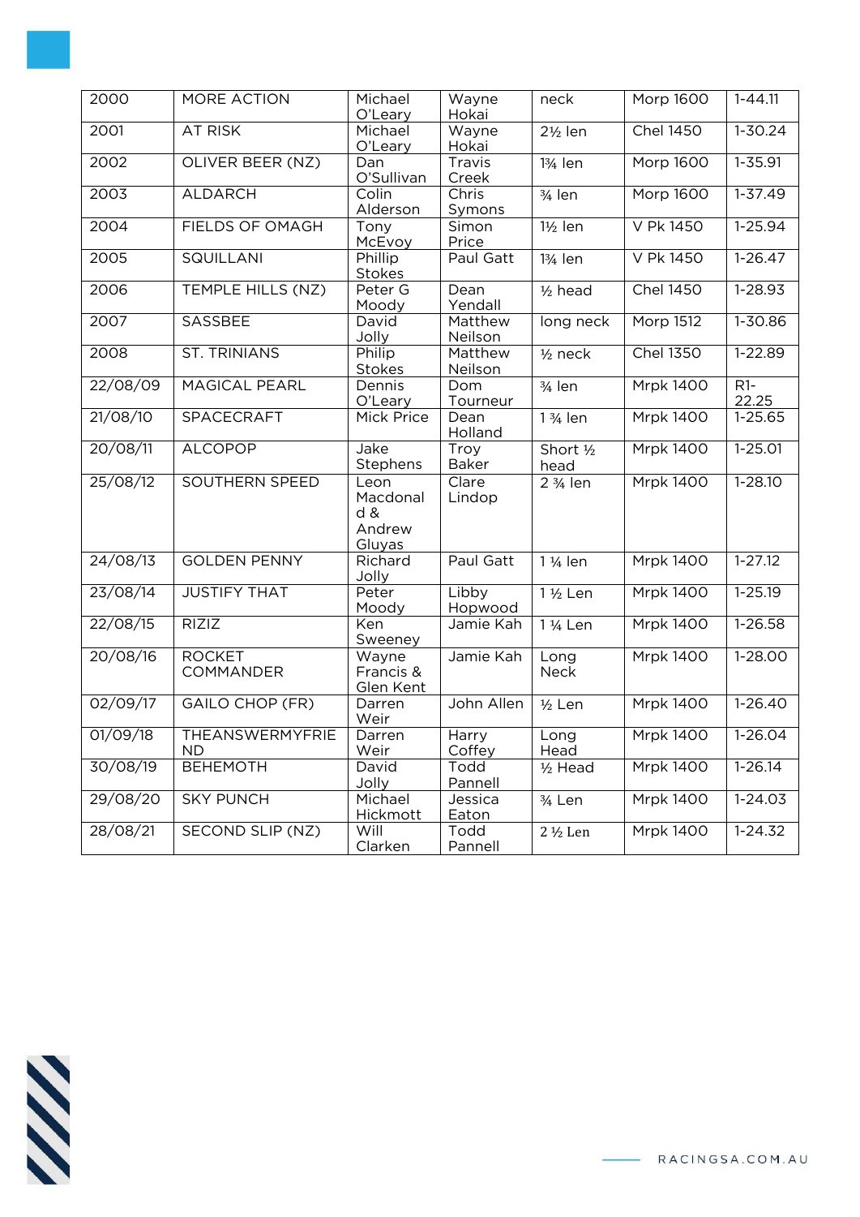| | | | | | | |
|---|---|---|---|---|---|---|
| 2000 | MORE ACTION | Michael O'Leary | Wayne Hokai | neck | Morp 1600 | 1-44.11 |
| 2001 | AT RISK | Michael O'Leary | Wayne Hokai | 2½ len | Chel 1450 | 1-30.24 |
| 2002 | OLIVER BEER (NZ) | Dan O'Sullivan | Travis Creek | 1¾ len | Morp 1600 | 1-35.91 |
| 2003 | ALDARCH | Colin Alderson | Chris Symons | ¾ len | Morp 1600 | 1-37.49 |
| 2004 | FIELDS OF OMAGH | Tony McEvoy | Simon Price | 1½ len | V Pk 1450 | 1-25.94 |
| 2005 | SQUILLANI | Phillip Stokes | Paul Gatt | 1¾ len | V Pk 1450 | 1-26.47 |
| 2006 | TEMPLE HILLS (NZ) | Peter G Moody | Dean Yendall | ½ head | Chel 1450 | 1-28.93 |
| 2007 | SASSBEE | David Jolly | Matthew Neilson | long neck | Morp 1512 | 1-30.86 |
| 2008 | ST. TRINIANS | Philip Stokes | Matthew Neilson | ½ neck | Chel 1350 | 1-22.89 |
| 22/08/09 | MAGICAL PEARL | Dennis O'Leary | Dom Tourneur | ¾ len | Mrpk 1400 | R1-22.25 |
| 21/08/10 | SPACECRAFT | Mick Price | Dean Holland | 1 ¾ len | Mrpk 1400 | 1-25.65 |
| 20/08/11 | ALCOPOP | Jake Stephens | Troy Baker | Short ½ head | Mrpk 1400 | 1-25.01 |
| 25/08/12 | SOUTHERN SPEED | Leon Macdonald & Andrew Gluyas | Clare Lindop | 2 ¾ len | Mrpk 1400 | 1-28.10 |
| 24/08/13 | GOLDEN PENNY | Richard Jolly | Paul Gatt | 1 ¼ len | Mrpk 1400 | 1-27.12 |
| 23/08/14 | JUSTIFY THAT | Peter Moody | Libby Hopwood | 1 ½ Len | Mrpk 1400 | 1-25.19 |
| 22/08/15 | RIZIZ | Ken Sweeney | Jamie Kah | 1 ¼ Len | Mrpk 1400 | 1-26.58 |
| 20/08/16 | ROCKET COMMANDER | Wayne Francis & Glen Kent | Jamie Kah | Long Neck | Mrpk 1400 | 1-28.00 |
| 02/09/17 | GAILO CHOP (FR) | Darren Weir | John Allen | ½ Len | Mrpk 1400 | 1-26.40 |
| 01/09/18 | THEANSWERMYFRIEND | Darren Weir | Harry Coffey | Long Head | Mrpk 1400 | 1-26.04 |
| 30/08/19 | BEHEMOTH | David Jolly | Todd Pannell | ½ Head | Mrpk 1400 | 1-26.14 |
| 29/08/20 | SKY PUNCH | Michael Hickmott | Jessica Eaton | ¾ Len | Mrpk 1400 | 1-24.03 |
| 28/08/21 | SECOND SLIP (NZ) | Will Clarken | Todd Pannell | 2 ½ Len | Mrpk 1400 | 1-24.32 |